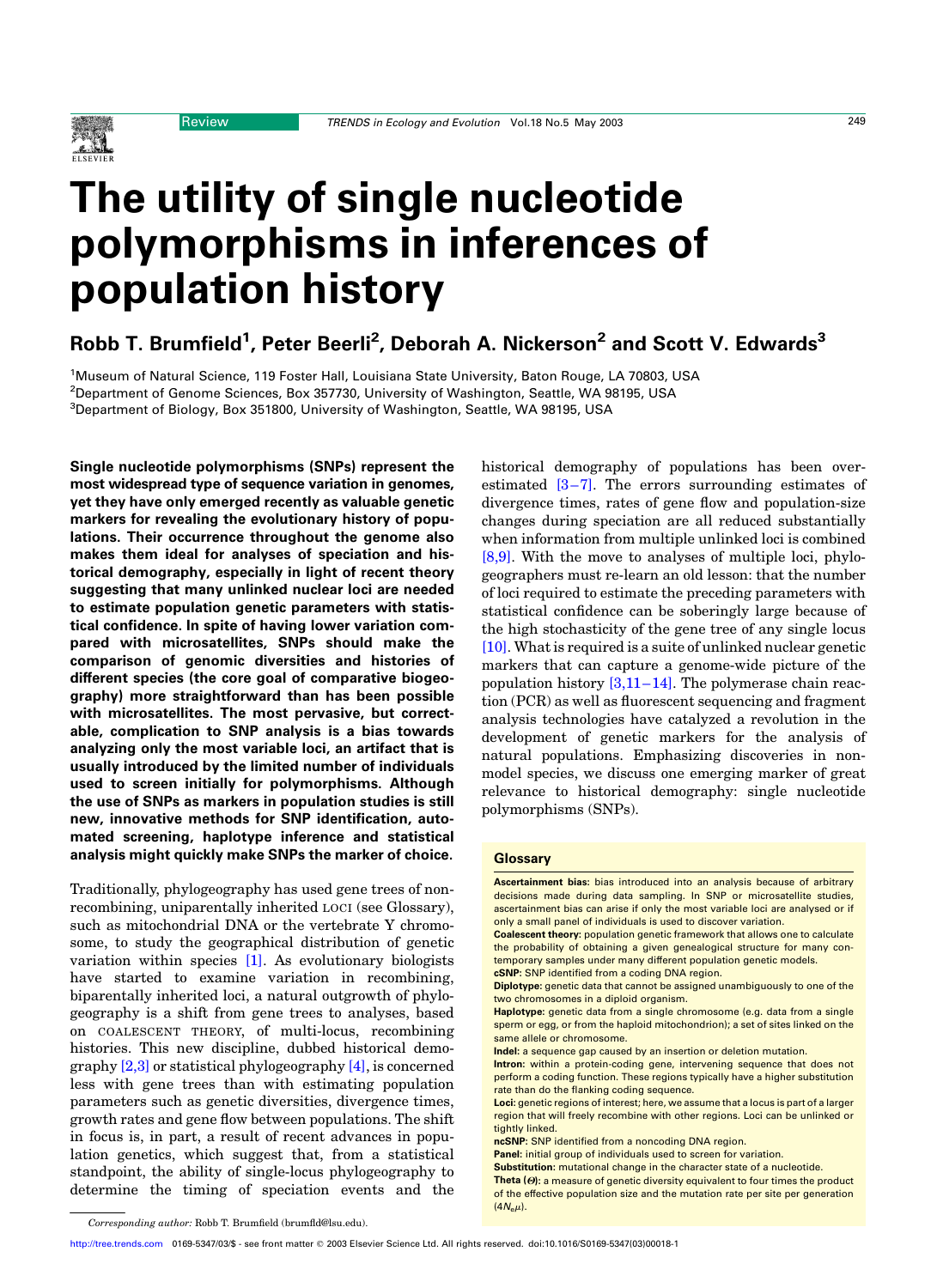# The utility of single nucleotide polymorphisms in inferences of population history

**Robb T. Brumfield[1], Peter Beerli[2], Deborah A. Nickerson[2] and Scott V. Edwards[3]**

[1]Museum of Natural Science, 119 Foster Hall, Louisiana State University, Baton Rouge, LA 70803, USA
[2]Department of Genome Sciences, Box 357730, University of Washington, Seattle, WA 98195, USA
[3]Department of Biology, Box 351800, University of Washington, Seattle, WA 98195, USA

**Single nucleotide polymorphisms (SNPs) represent the most widespread type of sequence variation in genomes, yet they have only emerged recently as valuable genetic markers for revealing the evolutionary history of populations. Their occurrence throughout the genome also makes them ideal for analyses of speciation and historical demography, especially in light of recent theory suggesting that many unlinked nuclear loci are needed to estimate population genetic parameters with statistical confidence. In spite of having lower variation compared with microsatellites, SNPs should make the comparison of genomic diversities and histories of different species (the core goal of comparative biogeography) more straightforward than has been possible with microsatellites. The most pervasive, but correctable, complication to SNP analysis is a bias towards analyzing only the most variable loci, an artifact that is usually introduced by the limited number of individuals used to screen initially for polymorphisms. Although the use of SNPs as markers in population studies is still new, innovative methods for SNP identification, automated screening, haplotype inference and statistical analysis might quickly make SNPs the marker of choice.**

Traditionally, phylogeography has used gene trees of non-recombining, uniparentally inherited LOCI (see Glossary), such as mitochondrial DNA or the vertebrate Y chromosome, to study the geographical distribution of genetic variation within species [1]. As evolutionary biologists have started to examine variation in recombining, biparentally inherited loci, a natural outgrowth of phylogeography is a shift from gene trees to analyses, based on COALESCENT THEORY, of multi-locus, recombining histories. This new discipline, dubbed historical demography [2,3] or statistical phylogeography [4], is concerned less with gene trees than with estimating population parameters such as genetic diversities, divergence times, growth rates and gene flow between populations. The shift in focus is, in part, a result of recent advances in population genetics, which suggest that, from a statistical standpoint, the ability of single-locus phylogeography to determine the timing of speciation events and the historical demography of populations has been overestimated [3–7]. The errors surrounding estimates of divergence times, rates of gene flow and population-size changes during speciation are all reduced substantially when information from multiple unlinked loci is combined [8,9]. With the move to analyses of multiple loci, phylogeographers must re-learn an old lesson: that the number of loci required to estimate the preceding parameters with statistical confidence can be soberingly large because of the high stochasticity of the gene tree of any single locus [10]. What is required is a suite of unlinked nuclear genetic markers that can capture a genome-wide picture of the population history [3,11–14]. The polymerase chain reaction (PCR) as well as fluorescent sequencing and fragment analysis technologies have catalyzed a revolution in the development of genetic markers for the analysis of natural populations. Emphasizing discoveries in non-model species, we discuss one emerging marker of great relevance to historical demography: single nucleotide polymorphisms (SNPs).

## Glossary

**Ascertainment bias:** bias introduced into an analysis because of arbitrary decisions made during data sampling. In SNP or microsatellite studies, ascertainment bias can arise if only the most variable loci are analysed or if only a small panel of individuals is used to discover variation.
**Coalescent theory:** population genetic framework that allows one to calculate the probability of obtaining a given genealogical structure for many contemporary samples under many different population genetic models.
**cSNP:** SNP identified from a coding DNA region.
**Diplotype:** genetic data that cannot be assigned unambiguously to one of the two chromosomes in a diploid organism.
**Haplotype:** genetic data from a single chromosome (e.g. data from a single sperm or egg, or from the haploid mitochondrion); a set of sites linked on the same allele or chromosome.
**Indel:** a sequence gap caused by an insertion or deletion mutation.
**Intron:** within a protein-coding gene, intervening sequence that does not perform a coding function. These regions typically have a higher substitution rate than do the flanking coding sequence.
**Loci:** genetic regions of interest; here, we assume that a locus is part of a larger region that will freely recombine with other regions. Loci can be unlinked or tightly linked.
**ncSNP:** SNP identified from a noncoding DNA region.
**Panel:** initial group of individuals used to screen for variation.
**Substitution:** mutational change in the character state of a nucleotide.
**Theta ($\Theta$):** a measure of genetic diversity equivalent to four times the product of the effective population size and the mutation rate per site per generation ($4N_e\mu$).

*Corresponding author:* Robb T. Brumfield (brumfld@lsu.edu).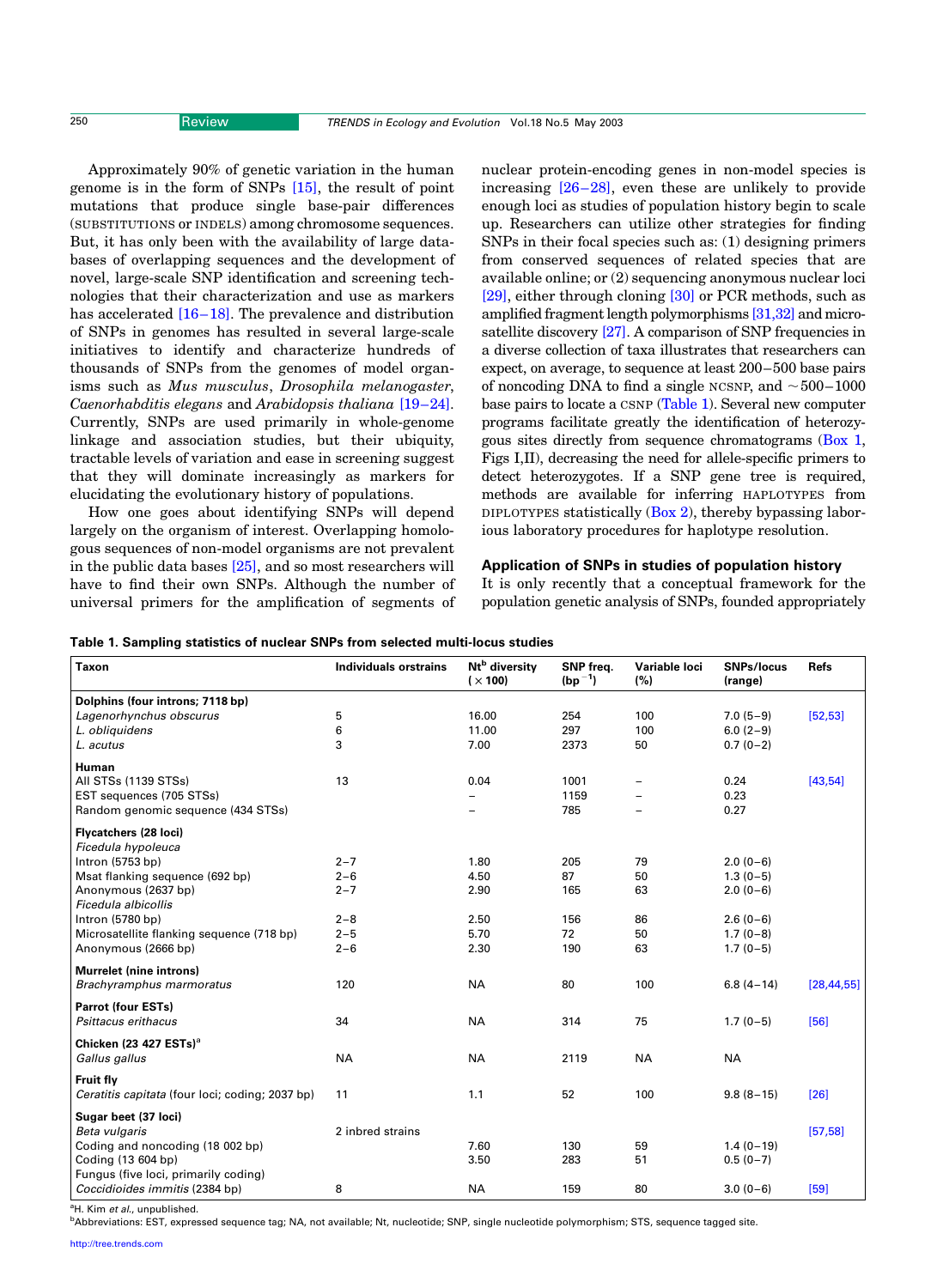Approximately 90% of genetic variation in the human genome is in the form of SNPs [15], the result of point mutations that produce single base-pair differences (SUBSTITUTIONS or INDELS) among chromosome sequences. But, it has only been with the availability of large databases of overlapping sequences and the development of novel, large-scale SNP identification and screening technologies that their characterization and use as markers has accelerated [16–18]. The prevalence and distribution of SNPs in genomes has resulted in several large-scale initiatives to identify and characterize hundreds of thousands of SNPs from the genomes of model organisms such as *Mus musculus*, *Drosophila melanogaster*, *Caenorhabditis elegans* and *Arabidopsis thaliana* [19–24]. Currently, SNPs are used primarily in whole-genome linkage and association studies, but their ubiquity, tractable levels of variation and ease in screening suggest that they will dominate increasingly as markers for elucidating the evolutionary history of populations.

How one goes about identifying SNPs will depend largely on the organism of interest. Overlapping homologous sequences of non-model organisms are not prevalent in the public data bases [25], and so most researchers will have to find their own SNPs. Although the number of universal primers for the amplification of segments of nuclear protein-encoding genes in non-model species is increasing [26–28], even these are unlikely to provide enough loci as studies of population history begin to scale up. Researchers can utilize other strategies for finding SNPs in their focal species such as: (1) designing primers from conserved sequences of related species that are available online; or (2) sequencing anonymous nuclear loci [29], either through cloning [30] or PCR methods, such as amplified fragment length polymorphisms [31,32] and microsatellite discovery [27]. A comparison of SNP frequencies in a diverse collection of taxa illustrates that researchers can expect, on average, to sequence at least 200–500 base pairs of noncoding DNA to find a single NCSNP, and ~500–1000 base pairs to locate a CSNP (Table 1). Several new computer programs facilitate greatly the identification of heterozygous sites directly from sequence chromatograms (Box 1, Figs I,II), decreasing the need for allele-specific primers to detect heterozygotes. If a SNP gene tree is required, methods are available for inferring HAPLOTYPES from DIPLOTYPES statistically (Box 2), thereby bypassing laborious laboratory procedures for haplotype resolution.

## Application of SNPs in studies of population history

It is only recently that a conceptual framework for the population genetic analysis of SNPs, founded appropriately

**Table 1. Sampling statistics of nuclear SNPs from selected multi-locus studies**

| Taxon | Individuals orstrains | Nt[b] diversity (× 100) | SNP freq. (bp$^{-1}$) | Variable loci (%) | SNPs/locus (range) | Refs |
|---|---|---|---|---|---|---|
| **Dolphins (four introns; 7118 bp)** | | | | | | |
| *Lagenorhynchus obscurus* | 5 | 16.00 | 254 | 100 | 7.0 (5–9) | [52,53] |
| *L. obliquidens* | 6 | 11.00 | 297 | 100 | 6.0 (2–9) | |
| *L. acutus* | 3 | 7.00 | 2373 | 50 | 0.7 (0–2) | |
| **Human** | | | | | | |
| All STSs (1139 STSs) | 13 | 0.04 | 1001 | – | 0.24 | [43,54] |
| EST sequences (705 STSs) | | – | 1159 | – | 0.23 | |
| Random genomic sequence (434 STSs) | | – | 785 | – | 0.27 | |
| **Flycatchers (28 loci)** | | | | | | |
| *Ficedula hypoleuca* | | | | | | |
| Intron (5753 bp) | 2–7 | 1.80 | 205 | 79 | 2.0 (0–6) | |
| Msat flanking sequence (692 bp) | 2–6 | 4.50 | 87 | 50 | 1.3 (0–5) | |
| Anonymous (2637 bp) | 2–7 | 2.90 | 165 | 63 | 2.0 (0–6) | |
| *Ficedula albicollis* | | | | | | |
| Intron (5780 bp) | 2–8 | 2.50 | 156 | 86 | 2.6 (0–6) | |
| Microsatellite flanking sequence (718 bp) | 2–5 | 5.70 | 72 | 50 | 1.7 (0–8) | |
| Anonymous (2666 bp) | 2–6 | 2.30 | 190 | 63 | 1.7 (0–5) | |
| **Murrelet (nine introns)** | | | | | | |
| *Brachyramphus marmoratus* | 120 | NA | 80 | 100 | 6.8 (4–14) | [28,44,55] |
| **Parrot (four ESTs)** | | | | | | |
| *Psittacus erithacus* | 34 | NA | 314 | 75 | 1.7 (0–5) | [56] |
| **Chicken (23 427 ESTs)[a]** | | | | | | |
| *Gallus gallus* | NA | NA | 2119 | NA | NA | |
| **Fruit fly** | | | | | | |
| *Ceratitis capitata* (four loci; coding; 2037 bp) | 11 | 1.1 | 52 | 100 | 9.8 (8–15) | [26] |
| **Sugar beet (37 loci)** | | | | | | |
| *Beta vulgaris* | 2 inbred strains | | | | | [57,58] |
| Coding and noncoding (18 002 bp) | | 7.60 | 130 | 59 | 1.4 (0–19) | |
| Coding (13 604 bp) | | 3.50 | 283 | 51 | 0.5 (0–7) | |
| Fungus (five loci, primarily coding) | | | | | | |
| *Coccidioides immitis* (2384 bp) | 8 | NA | 159 | 80 | 3.0 (0–6) | [59] |

[a]H. Kim *et al.*, unpublished.

[b]Abbreviations: EST, expressed sequence tag; NA, not available; Nt, nucleotide; SNP, single nucleotide polymorphism; STS, sequence tagged site.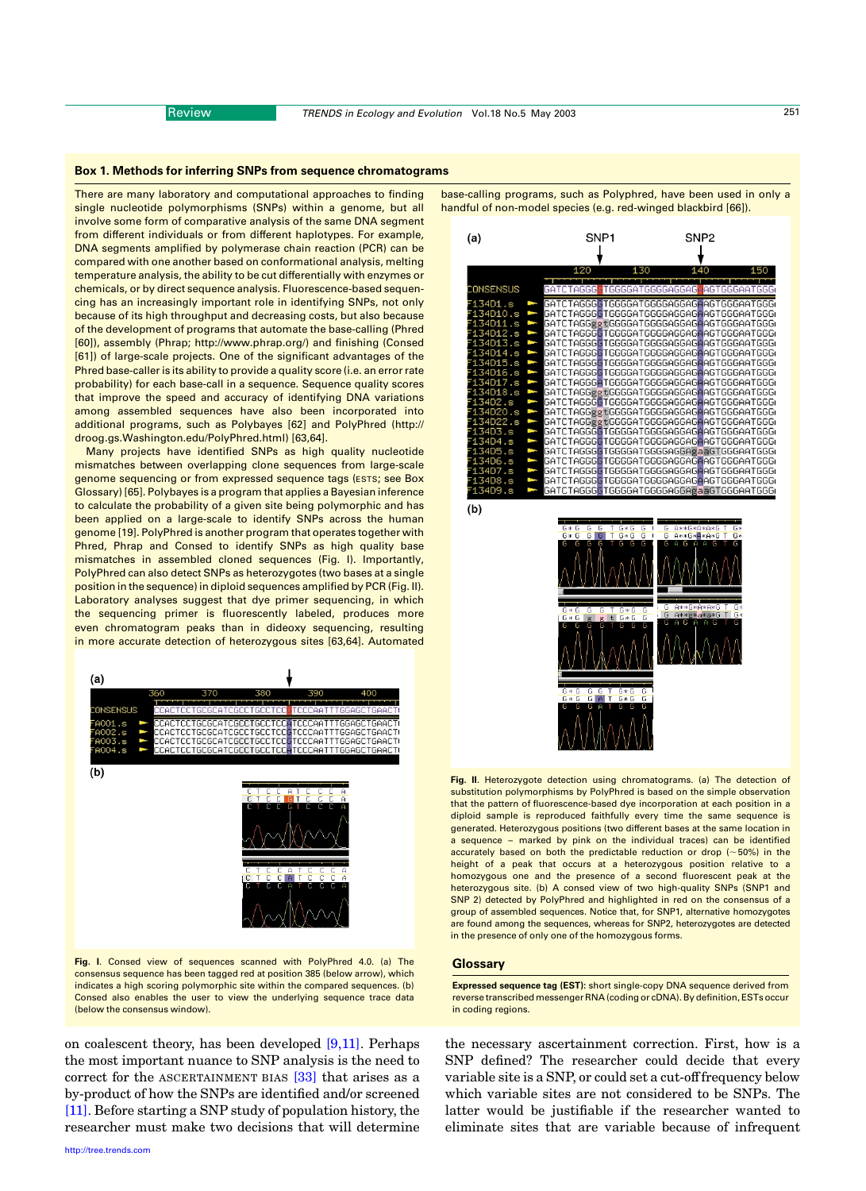## Box 1. Methods for inferring SNPs from sequence chromatograms

There are many laboratory and computational approaches to finding single nucleotide polymorphisms (SNPs) within a genome, but all involve some form of comparative analysis of the same DNA segment from different individuals or from different haplotypes. For example, DNA segments amplified by polymerase chain reaction (PCR) can be compared with one another based on conformational analysis, melting temperature analysis, the ability to be cut differentially with enzymes or chemicals, or by direct sequence analysis. Fluorescence-based sequencing has an increasingly important role in identifying SNPs, not only because of its high throughput and decreasing costs, but also because of the development of programs that automate the base-calling (Phred [60]), assembly (Phrap; http://www.phrap.org/) and finishing (Consed [61]) of large-scale projects. One of the significant advantages of the Phred base-caller is its ability to provide a quality score (i.e. an error rate probability) for each base-call in a sequence. Sequence quality scores that improve the speed and accuracy of identifying DNA variations among assembled sequences have also been incorporated into additional programs, such as Polybayes [62] and PolyPhred (http://droog.gs.Washington.edu/PolyPhred.html) [63,64].

Many projects have identified SNPs as high quality nucleotide mismatches between overlapping clone sequences from large-scale genome sequencing or from expressed sequence tags (ESTS; see Box Glossary) [65]. Polybayes is a program that applies a Bayesian inference to calculate the probability of a given site being polymorphic and has been applied on a large-scale to identify SNPs across the human genome [19]. PolyPhred is another program that operates together with Phred, Phrap and Consed to identify SNPs as high quality base mismatches in assembled cloned sequences (Fig. I). Importantly, PolyPhred can also detect SNPs as heterozygotes (two bases at a single position in the sequence) in diploid sequences amplified by PCR (Fig. II). Laboratory analyses suggest that dye primer sequencing, in which the sequencing primer is fluorescently labeled, produces more even chromatogram peaks than in dideoxy sequencing, resulting in more accurate detection of heterozygous sites [63,64]. Automated base-calling programs, such as Polyphred, have been used in only a handful of non-model species (e.g. red-winged blackbird [66]).

**Fig. I.** Consed view of sequences scanned with PolyPhred 4.0. (a) The consensus sequence has been tagged red at position 385 (below arrow), which indicates a high scoring polymorphic site within the compared sequences. (b) Consed also enables the user to view the underlying sequence trace data (below the consensus window).

**Fig. II.** Heterozygote detection using chromatograms. (a) The detection of substitution polymorphisms by PolyPhred is based on the simple observation that the pattern of fluorescence-based dye incorporation at each position in a diploid sample is reproduced faithfully every time the same sequence is generated. Heterozygous positions (two different bases at the same location in a sequence – marked by pink on the individual traces) can be identified accurately based on both the predictable reduction or drop (~50%) in the height of a peak that occurs at a heterozygous position relative to a homozygous one and the presence of a second fluorescent peak at the heterozygous site. (b) A consed view of two high-quality SNPs (SNP1 and SNP 2) detected by PolyPhred and highlighted in red on the consensus of a group of assembled sequences. Notice that, for SNP1, alternative homozygotes are found among the sequences, whereas for SNP2, heterozygotes are detected in the presence of only one of the homozygous forms.

### Glossary

**Expressed sequence tag (EST):** short single-copy DNA sequence derived from reverse transcribed messenger RNA (coding or cDNA). By definition, ESTs occur in coding regions.

on coalescent theory, has been developed [9,11]. Perhaps the most important nuance to SNP analysis is the need to correct for the ASCERTAINMENT BIAS [33] that arises as a by-product of how the SNPs are identified and/or screened [11]. Before starting a SNP study of population history, the researcher must make two decisions that will determine the necessary ascertainment correction. First, how is a SNP defined? The researcher could decide that every variable site is a SNP, or could set a cut-off frequency below which variable sites are not considered to be SNPs. The latter would be justifiable if the researcher wanted to eliminate sites that are variable because of infrequent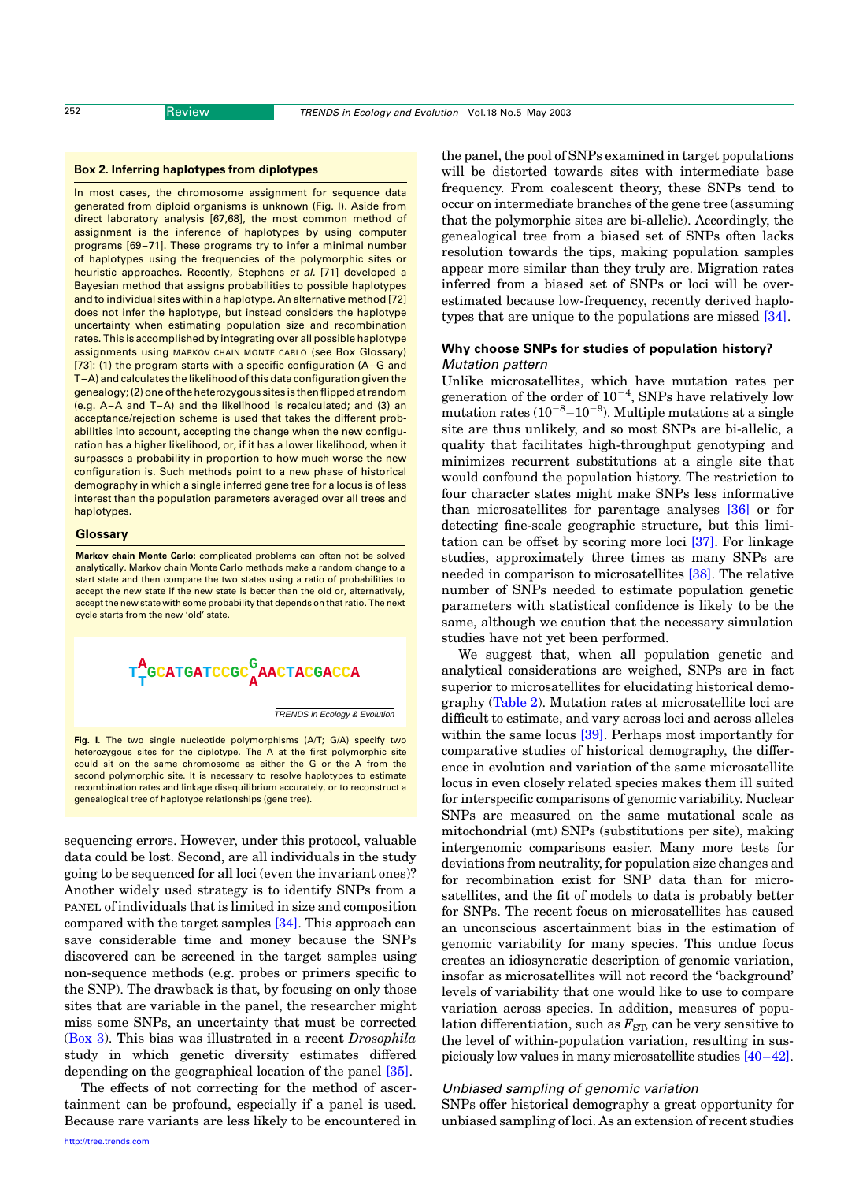## Box 2. Inferring haplotypes from diplotypes

In most cases, the chromosome assignment for sequence data generated from diploid organisms is unknown (Fig. I). Aside from direct laboratory analysis [67,68], the most common method of assignment is the inference of haplotypes by using computer programs [69–71]. These programs try to infer a minimal number of haplotypes using the frequencies of the polymorphic sites or heuristic approaches. Recently, Stephens *et al.* [71] developed a Bayesian method that assigns probabilities to possible haplotypes and to individual sites within a haplotype. An alternative method [72] does not infer the haplotype, but instead considers the haplotype uncertainty when estimating population size and recombination rates. This is accomplished by integrating over all possible haplotype assignments using MARKOV CHAIN MONTE CARLO (see Box Glossary) [73]: (1) the program starts with a specific configuration (A–G and T–A) and calculates the likelihood of this data configuration given the genealogy; (2) one of the heterozygous sites is then flipped at random (e.g. A–A and T–A) and the likelihood is recalculated; and (3) an acceptance/rejection scheme is used that takes the different probabilities into account, accepting the change when the new configuration has a higher likelihood, or, if it has a lower likelihood, when it surpasses a probability in proportion to how much worse the new configuration is. Such methods point to a new phase of historical demography in which a single inferred gene tree for a locus is of less interest than the population parameters averaged over all trees and haplotypes.

### Glossary

**Markov chain Monte Carlo:** complicated problems can often not be solved analytically. Markov chain Monte Carlo methods make a random change to a start state and then compare the two states using a ratio of probabilities to accept the new state if the new state is better than the old or, alternatively, accept the new state with some probability that depends on that ratio. The next cycle starts from the new 'old' state.

T(A/T)GCATGATCCGC(G/A)AACTACGACCA

Fig. I. The two single nucleotide polymorphisms (A/T; G/A) specify two heterozygous sites for the diplotype. The A at the first polymorphic site could sit on the same chromosome as either the G or the A from the second polymorphic site. It is necessary to resolve haplotypes to estimate recombination rates and linkage disequilibrium accurately, or to reconstruct a genealogical tree of haplotype relationships (gene tree).

sequencing errors. However, under this protocol, valuable data could be lost. Second, are all individuals in the study going to be sequenced for all loci (even the invariant ones)? Another widely used strategy is to identify SNPs from a PANEL of individuals that is limited in size and composition compared with the target samples [34]. This approach can save considerable time and money because the SNPs discovered can be screened in the target samples using non-sequence methods (e.g. probes or primers specific to the SNP). The drawback is that, by focusing on only those sites that are variable in the panel, the researcher might miss some SNPs, an uncertainty that must be corrected (Box 3). This bias was illustrated in a recent *Drosophila* study in which genetic diversity estimates differed depending on the geographical location of the panel [35].

The effects of not correcting for the method of ascertainment can be profound, especially if a panel is used. Because rare variants are less likely to be encountered in the panel, the pool of SNPs examined in target populations will be distorted towards sites with intermediate base frequency. From coalescent theory, these SNPs tend to occur on intermediate branches of the gene tree (assuming that the polymorphic sites are bi-allelic). Accordingly, the genealogical tree from a biased set of SNPs often lacks resolution towards the tips, making population samples appear more similar than they truly are. Migration rates inferred from a biased set of SNPs or loci will be overestimated because low-frequency, recently derived haplotypes that are unique to the populations are missed [34].

## Why choose SNPs for studies of population history?

### *Mutation pattern*

Unlike microsatellites, which have mutation rates per generation of the order of $10^{-4}$, SNPs have relatively low mutation rates ($10^{-8}$–$10^{-9}$). Multiple mutations at a single site are thus unlikely, and so most SNPs are bi-allelic, a quality that facilitates high-throughput genotyping and minimizes recurrent substitutions at a single site that would confound the population history. The restriction to four character states might make SNPs less informative than microsatellites for parentage analyses [36] or for detecting fine-scale geographic structure, but this limitation can be offset by scoring more loci [37]. For linkage studies, approximately three times as many SNPs are needed in comparison to microsatellites [38]. The relative number of SNPs needed to estimate population genetic parameters with statistical confidence is likely to be the same, although we caution that the necessary simulation studies have not yet been performed.

We suggest that, when all population genetic and analytical considerations are weighed, SNPs are in fact superior to microsatellites for elucidating historical demography (Table 2). Mutation rates at microsatellite loci are difficult to estimate, and vary across loci and across alleles within the same locus [39]. Perhaps most importantly for comparative studies of historical demography, the difference in evolution and variation of the same microsatellite locus in even closely related species makes them ill suited for interspecific comparisons of genomic variability. Nuclear SNPs are measured on the same mutational scale as mitochondrial (mt) SNPs (substitutions per site), making intergenomic comparisons easier. Many more tests for deviations from neutrality, for population size changes and for recombination exist for SNP data than for microsatellites, and the fit of models to data is probably better for SNPs. The recent focus on microsatellites has caused an unconscious ascertainment bias in the estimation of genomic variability for many species. This undue focus creates an idiosyncratic description of genomic variation, insofar as microsatellites will not record the 'background' levels of variability that one would like to use to compare variation across species. In addition, measures of population differentiation, such as $F_{ST}$, can be very sensitive to the level of within-population variation, resulting in suspiciously low values in many microsatellite studies [40–42].

### *Unbiased sampling of genomic variation*

SNPs offer historical demography a great opportunity for unbiased sampling of loci. As an extension of recent studies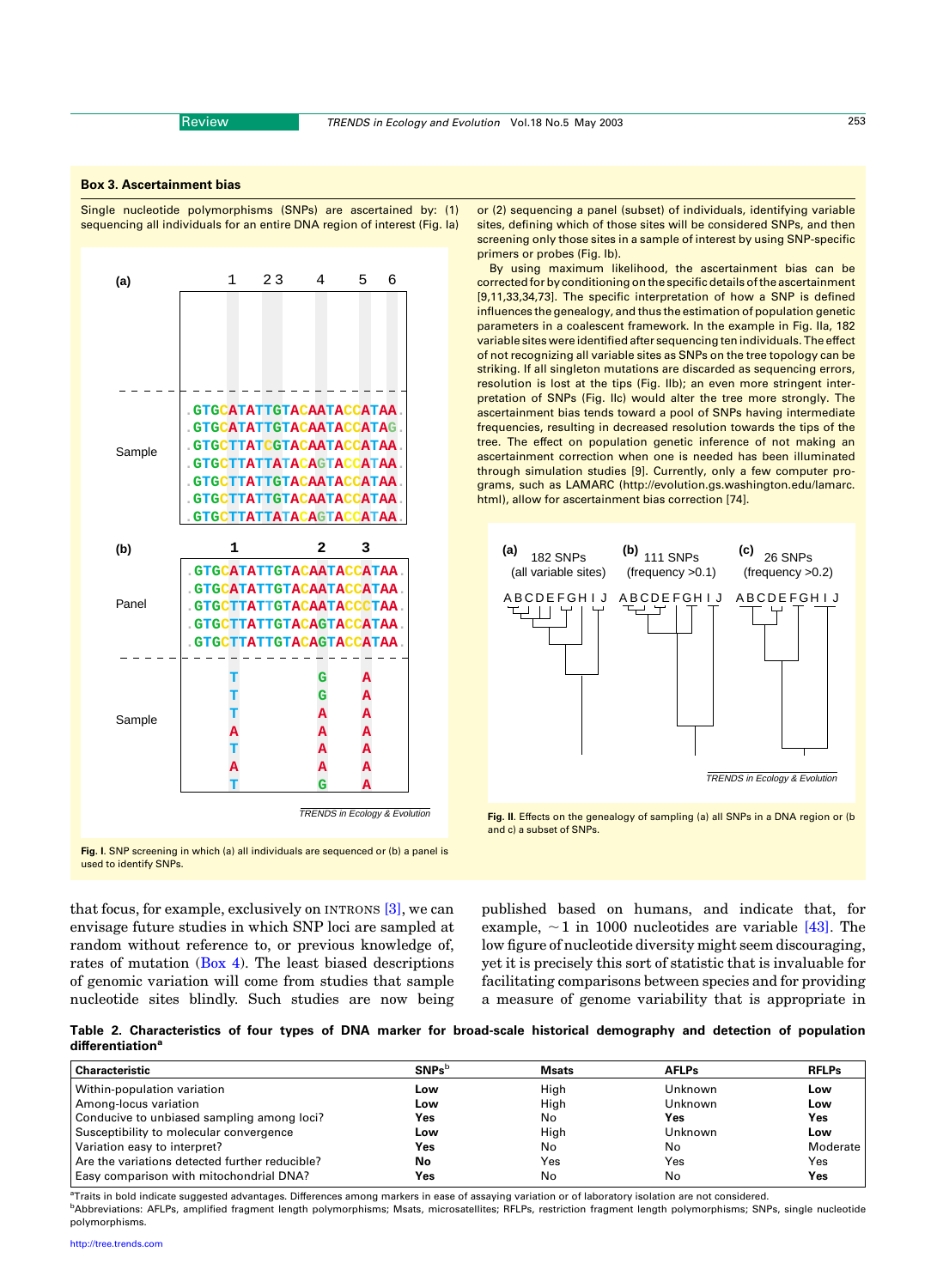### Box 3. Ascertainment bias

Single nucleotide polymorphisms (SNPs) are ascertained by: (1) sequencing all individuals for an entire DNA region of interest (Fig. Ia) or (2) sequencing a panel (subset) of individuals, identifying variable sites, defining which of those sites will be considered SNPs, and then screening only those sites in a sample of interest by using SNP-specific primers or probes (Fig. Ib).

(a)

1 2 3 4 5 6

Sample

.GTGCATATTGTACAATACCATAA.
.GTGCATATTGTACAATACCATAG.
.GTGCTTATCGTACAATACCATAA.
.GTGCTTATTATACAGTACCATAA.
.GTGCTTATTGTACAATACCATAA.
.GTGCTTATTGTACAATACCATAA.
.GTGCTTATTATACAGTACCATAA.

(b)

1 2 3

Panel

.GTGCATATTGTACAATACCATAA.
.GTGCATATTGTACAATACCATAA.
.GTGCTTATTGTACAATACCCTAA.
.GTGCTTATTGTACAGTACCATAA.
.GTGCTTATTGTACAGTACCATAA.

Sample

T G A
T G A
T A A
A A A
T A A
A A A
T G A

TRENDS in Ecology & Evolution

**Fig. I.** SNP screening in which (a) all individuals are sequenced or (b) a panel is used to identify SNPs.

By using maximum likelihood, the ascertainment bias can be corrected for by conditioning on the specific details of the ascertainment [9,11,33,34,73]. The specific interpretation of how a SNP is defined influences the genealogy, and thus the estimation of population genetic parameters in a coalescent framework. In the example in Fig. IIa, 182 variable sites were identified after sequencing ten individuals. The effect of not recognizing all variable sites as SNPs on the tree topology can be striking. If all singleton mutations are discarded as sequencing errors, resolution is lost at the tips (Fig. IIb); an even more stringent interpretation of SNPs (Fig. IIc) would alter the tree more strongly. The ascertainment bias tends toward a pool of SNPs having intermediate frequencies, resulting in decreased resolution towards the tips of the tree. The effect on population genetic inference of not making an ascertainment correction when one is needed has been illuminated through simulation studies [9]. Currently, only a few computer programs, such as LAMARC (http://evolution.gs.washington.edu/lamarc.html), allow for ascertainment bias correction [74].

(a) 182 SNPs (all variable sites)
(b) 111 SNPs (frequency >0.1)
(c) 26 SNPs (frequency >0.2)

A B C D E F G H I J

TRENDS in Ecology & Evolution

**Fig. II.** Effects on the genealogy of sampling (a) all SNPs in a DNA region or (b and c) a subset of SNPs.

that focus, for example, exclusively on INTRONS [3], we can envisage future studies in which SNP loci are sampled at random without reference to, or previous knowledge of, rates of mutation (Box 4). The least biased descriptions of genomic variation will come from studies that sample nucleotide sites blindly. Such studies are now being published based on humans, and indicate that, for example, ~1 in 1000 nucleotides are variable [43]. The low figure of nucleotide diversity might seem discouraging, yet it is precisely this sort of statistic that is invaluable for facilitating comparisons between species and for providing a measure of genome variability that is appropriate in

**Table 2. Characteristics of four types of DNA marker for broad-scale historical demography and detection of population differentiation[a]**

| Characteristic | SNPs[b] | Msats | AFLPs | RFLPs |
|---|---|---|---|---|
| Within-population variation | **Low** | High | Unknown | **Low** |
| Among-locus variation | **Low** | High | Unknown | **Low** |
| Conducive to unbiased sampling among loci? | **Yes** | No | **Yes** | **Yes** |
| Susceptibility to molecular convergence | **Low** | High | Unknown | **Low** |
| Variation easy to interpret? | **Yes** | No | No | Moderate |
| Are the variations detected further reducible? | **No** | Yes | Yes | Yes |
| Easy comparison with mitochondrial DNA? | **Yes** | No | No | **Yes** |

[a]Traits in bold indicate suggested advantages. Differences among markers in ease of assaying variation or of laboratory isolation are not considered.

[b]Abbreviations: AFLPs, amplified fragment length polymorphisms; Msats, microsatellites; RFLPs, restriction fragment length polymorphisms; SNPs, single nucleotide polymorphisms.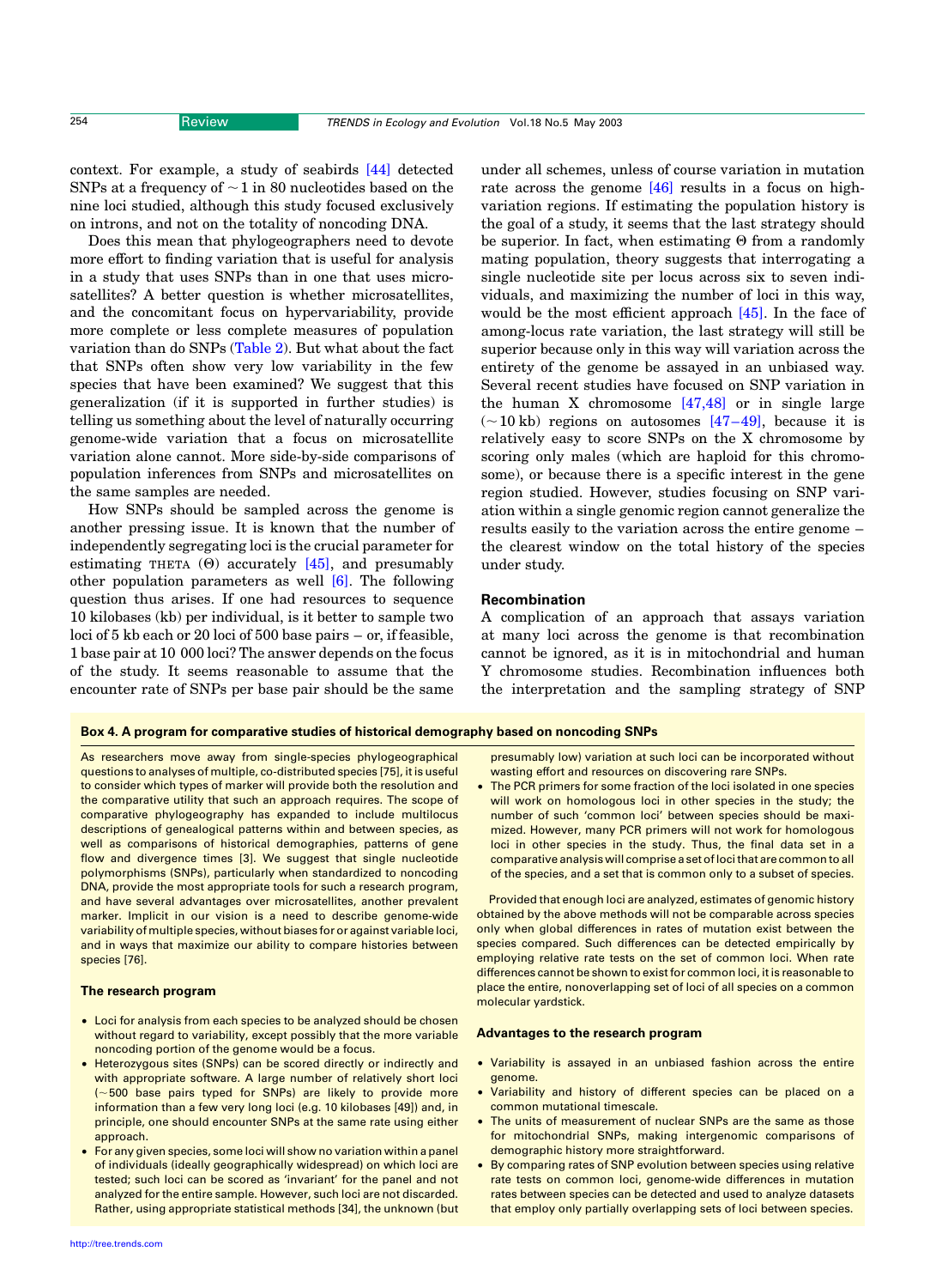context. For example, a study of seabirds [44] detected SNPs at a frequency of ~1 in 80 nucleotides based on the nine loci studied, although this study focused exclusively on introns, and not on the totality of noncoding DNA.

Does this mean that phylogeographers need to devote more effort to finding variation that is useful for analysis in a study that uses SNPs than in one that uses microsatellites? A better question is whether microsatellites, and the concomitant focus on hypervariability, provide more complete or less complete measures of population variation than do SNPs (Table 2). But what about the fact that SNPs often show very low variability in the few species that have been examined? We suggest that this generalization (if it is supported in further studies) is telling us something about the level of naturally occurring genome-wide variation that a focus on microsatellite variation alone cannot. More side-by-side comparisons of population inferences from SNPs and microsatellites on the same samples are needed.

How SNPs should be sampled across the genome is another pressing issue. It is known that the number of independently segregating loci is the crucial parameter for estimating THETA (Θ) accurately [45], and presumably other population parameters as well [6]. The following question thus arises. If one had resources to sequence 10 kilobases (kb) per individual, is it better to sample two loci of 5 kb each or 20 loci of 500 base pairs – or, if feasible, 1 base pair at 10 000 loci? The answer depends on the focus of the study. It seems reasonable to assume that the encounter rate of SNPs per base pair should be the same under all schemes, unless of course variation in mutation rate across the genome [46] results in a focus on high-variation regions. If estimating the population history is the goal of a study, it seems that the last strategy should be superior. In fact, when estimating Θ from a randomly mating population, theory suggests that interrogating a single nucleotide site per locus across six to seven individuals, and maximizing the number of loci in this way, would be the most efficient approach [45]. In the face of among-locus rate variation, the last strategy will still be superior because only in this way will variation across the entirety of the genome be assayed in an unbiased way. Several recent studies have focused on SNP variation in the human X chromosome [47,48] or in single large (~10 kb) regions on autosomes [47–49], because it is relatively easy to score SNPs on the X chromosome by scoring only males (which are haploid for this chromosome), or because there is a specific interest in the gene region studied. However, studies focusing on SNP variation within a single genomic region cannot generalize the results easily to the variation across the entire genome – the clearest window on the total history of the species under study.

## Recombination

A complication of an approach that assays variation at many loci across the genome is that recombination cannot be ignored, as it is in mitochondrial and human Y chromosome studies. Recombination influences both the interpretation and the sampling strategy of SNP

### Box 4. A program for comparative studies of historical demography based on noncoding SNPs

As researchers move away from single-species phylogeographical questions to analyses of multiple, co-distributed species [75], it is useful to consider which types of marker will provide both the resolution and the comparative utility that such an approach requires. The scope of comparative phylogeography has expanded to include multilocus descriptions of genealogical patterns within and between species, as well as comparisons of historical demographies, patterns of gene flow and divergence times [3]. We suggest that single nucleotide polymorphisms (SNPs), particularly when standardized to noncoding DNA, provide the most appropriate tools for such a research program, and have several advantages over microsatellites, another prevalent marker. Implicit in our vision is a need to describe genome-wide variability of multiple species, without biases for or against variable loci, and in ways that maximize our ability to compare histories between species [76].

#### The research program

- Loci for analysis from each species to be analyzed should be chosen without regard to variability, except possibly that the more variable noncoding portion of the genome would be a focus.
- Heterozygous sites (SNPs) can be scored directly or indirectly and with appropriate software. A large number of relatively short loci (~500 base pairs typed for SNPs) are likely to provide more information than a few very long loci (e.g. 10 kilobases [49]) and, in principle, one should encounter SNPs at the same rate using either approach.
- For any given species, some loci will show no variation within a panel of individuals (ideally geographically widespread) on which loci are tested; such loci can be scored as 'invariant' for the panel and not analyzed for the entire sample. However, such loci are not discarded. Rather, using appropriate statistical methods [34], the unknown (but presumably low) variation at such loci can be incorporated without wasting effort and resources on discovering rare SNPs.
- The PCR primers for some fraction of the loci isolated in one species will work on homologous loci in other species in the study; the number of such 'common loci' between species should be maximized. However, many PCR primers will not work for homologous loci in other species in the study. Thus, the final data set in a comparative analysis will comprise a set of loci that are common to all of the species, and a set that is common only to a subset of species.

Provided that enough loci are analyzed, estimates of genomic history obtained by the above methods will not be comparable across species only when global differences in rates of mutation exist between the species compared. Such differences can be detected empirically by employing relative rate tests on the set of common loci. When rate differences cannot be shown to exist for common loci, it is reasonable to place the entire, nonoverlapping set of loci of all species on a common molecular yardstick.

#### Advantages to the research program

- Variability is assayed in an unbiased fashion across the entire genome.
- Variability and history of different species can be placed on a common mutational timescale.
- The units of measurement of nuclear SNPs are the same as those for mitochondrial SNPs, making intergenomic comparisons of demographic history more straightforward.
- By comparing rates of SNP evolution between species using relative rate tests on common loci, genome-wide differences in mutation rates between species can be detected and used to analyze datasets that employ only partially overlapping sets of loci between species.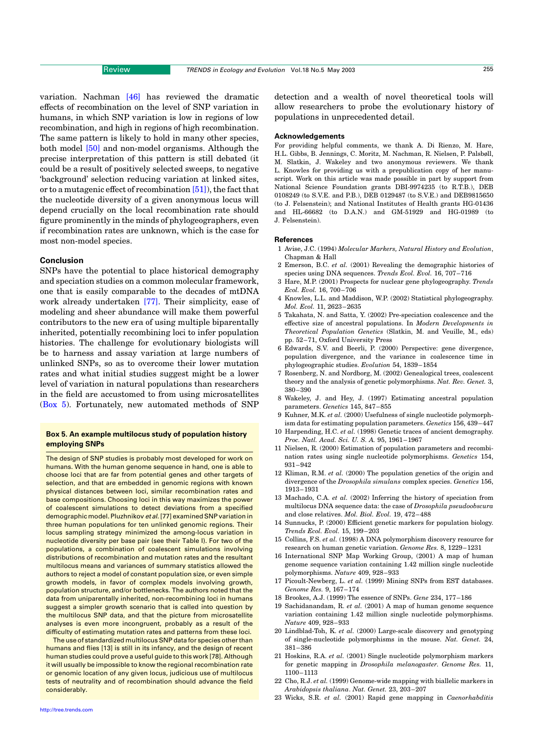variation. Nachman [46] has reviewed the dramatic effects of recombination on the level of SNP variation in humans, in which SNP variation is low in regions of low recombination, and high in regions of high recombination. The same pattern is likely to hold in many other species, both model [50] and non-model organisms. Although the precise interpretation of this pattern is still debated (it could be a result of positively selected sweeps, to negative 'background' selection reducing variation at linked sites, or to a mutagenic effect of recombination [51]), the fact that the nucleotide diversity of a given anonymous locus will depend crucially on the local recombination rate should figure prominently in the minds of phylogeographers, even if recombination rates are unknown, which is the case for most non-model species.

### Conclusion

SNPs have the potential to place historical demography and speciation studies on a common molecular framework, one that is easily comparable to the decades of mtDNA work already undertaken [77]. Their simplicity, ease of modeling and sheer abundance will make them powerful contributors to the new era of using multiple biparentally inherited, potentially recombining loci to infer population histories. The challenge for evolutionary biologists will be to harness and assay variation at large numbers of unlinked SNPs, so as to overcome their lower mutation rates and what initial studies suggest might be a lower level of variation in natural populations than researchers in the field are accustomed to from using microsatellites (Box 5). Fortunately, new automated methods of SNP detection and a wealth of novel theoretical tools will allow researchers to probe the evolutionary history of populations in unprecedented detail.

> **Box 5. An example multilocus study of population history employing SNPs**
>
> The design of SNP studies is probably most developed for work on humans. With the human genome sequence in hand, one is able to choose loci that are far from potential genes and other targets of selection, and that are embedded in genomic regions with known physical distances between loci, similar recombination rates and base compositions. Choosing loci in this way maximizes the power of coalescent simulations to detect deviations from a specified demographic model. Pluzhnikov *et al.* [77] examined SNP variation in three human populations for ten unlinked genomic regions. Their locus sampling strategy minimized the among-locus variation in nucleotide diversity per base pair (see their Table I). For two of the populations, a combination of coalescent simulations involving distributions of recombination and mutation rates and the resultant multilocus means and variances of summary statistics allowed the authors to reject a model of constant population size, or even simple growth models, in favor of complex models involving growth, population structure, and/or bottlenecks. The authors noted that the data from uniparentally inherited, non-recombining loci in humans suggest a simpler growth scenario than is called into question by the multilocus SNP data, and that the picture from microsatellite analyses is even more incongruent, probably as a result of the difficulty of estimating mutation rates and patterns from these loci.
>
> The use of standardized multilocus SNP data for species other than humans and flies [13] is still in its infancy, and the design of recent human studies could prove a useful guide to this work [78]. Although it will usually be impossible to know the regional recombination rate or genomic location of any given locus, judicious use of multilocus tests of neutrality and of recombination should advance the field considerably.

#### Acknowledgements

For providing helpful comments, we thank A. Di Rienzo, M. Hare, H.L. Gibbs, B. Jennings, C. Moritz, M. Nachman, R. Nielsen, P. Palsbøll, M. Slatkin, J. Wakeley and two anonymous reviewers. We thank L. Knowles for providing us with a prepublication copy of her manuscript. Work on this article was made possible in part by support from National Science Foundation grants DBI-9974235 (to R.T.B.), DEB 0108249 (to S.V.E. and P.B.), DEB 0129487 (to S.V.E.) and DEB9815650 (to J. Felsenstein); and National Institutes of Health grants HG-01436 and HL-66682 (to D.A.N.) and GM-51929 and HG-01989 (to J. Felsenstein).

#### References

1 Avise, J.C. (1994) *Molecular Markers, Natural History and Evolution*, Chapman & Hall

2 Emerson, B.C. *et al.* (2001) Revealing the demographic histories of species using DNA sequences. *Trends Ecol. Evol.* 16, 707–716

3 Hare, M.P. (2001) Prospects for nuclear gene phylogeography. *Trends Ecol. Evol.* 16, 700–706

4 Knowles, L.L. and Maddison, W.P. (2002) Statistical phylogeography. *Mol. Ecol.* 11, 2623–2635

5 Takahata, N. and Satta, Y. (2002) Pre-speciation coalescence and the effective size of ancestral populations. In *Modern Developments in Theoretical Population Genetics* (Slatkin, M. and Veuille, M., eds) pp. 52–71, Oxford University Press

6 Edwards, S.V. and Beerli, P. (2000) Perspective: gene divergence, population divergence, and the variance in coalescence time in phylogeographic studies. *Evolution* 54, 1839–1854

7 Rosenberg, N. and Nordborg, M. (2002) Genealogical trees, coalescent theory and the analysis of genetic polymorphisms. *Nat. Rev. Genet.* 3, 380–390

8 Wakeley, J. and Hey, J. (1997) Estimating ancestral population parameters. *Genetics* 145, 847–855

9 Kuhner, M.K. *et al.* (2000) Usefulness of single nucleotide polymorphism data for estimating population parameters. *Genetics* 156, 439–447

10 Harpending, H.C. *et al.* (1998) Genetic traces of ancient demography. *Proc. Natl. Acad. Sci. U. S. A.* 95, 1961–1967

11 Nielsen, R. (2000) Estimation of population parameters and recombination rates using single nucleotide polymorphisms. *Genetics* 154, 931–942

12 Kliman, R.M. *et al.* (2000) The population genetics of the origin and divergence of the *Drosophila simulans* complex species. *Genetics* 156, 1913–1931

13 Machado, C.A. *et al.* (2002) Inferring the history of speciation from multilocus DNA sequence data: the case of *Drosophila pseudoobscura* and close relatives. *Mol. Biol. Evol.* 19, 472–488

14 Sunnucks, P. (2000) Efficient genetic markers for population biology. *Trends Ecol. Evol.* 15, 199–203

15 Collins, F.S. *et al.* (1998) A DNA polymorphism discovery resource for research on human genetic variation. *Genome Res.* 8, 1229–1231

16 International SNP Map Working Group, (2001) A map of human genome sequence variation containing 1.42 million single nucleotide polymorphisms. *Nature* 409, 928–933

17 Picoult-Newberg, L. *et al.* (1999) Mining SNPs from EST databases. *Genome Res.* 9, 167–174

18 Brookes, A.J. (1999) The essence of SNPs. *Gene* 234, 177–186

19 Sachidanandam, R. *et al.* (2001) A map of human genome sequence variation containing 1.42 million single nucleotide polymorphisms. *Nature* 409, 928–933

20 Lindblad-Toh, K. *et al.* (2000) Large-scale discovery and genotyping of single-nucleotide polymorphisms in the mouse. *Nat. Genet.* 24, 381–386

21 Hoskins, R.A. *et al.* (2001) Single nucleotide polymorphism markers for genetic mapping in *Drosophila melanogaster*. *Genome Res.* 11, 1100–1113

22 Cho, R.J. *et al.* (1999) Genome-wide mapping with biallelic markers in *Arabidopsis thaliana*. *Nat. Genet.* 23, 203–207

23 Wicks, S.R. *et al.* (2001) Rapid gene mapping in *Caenorhabditis*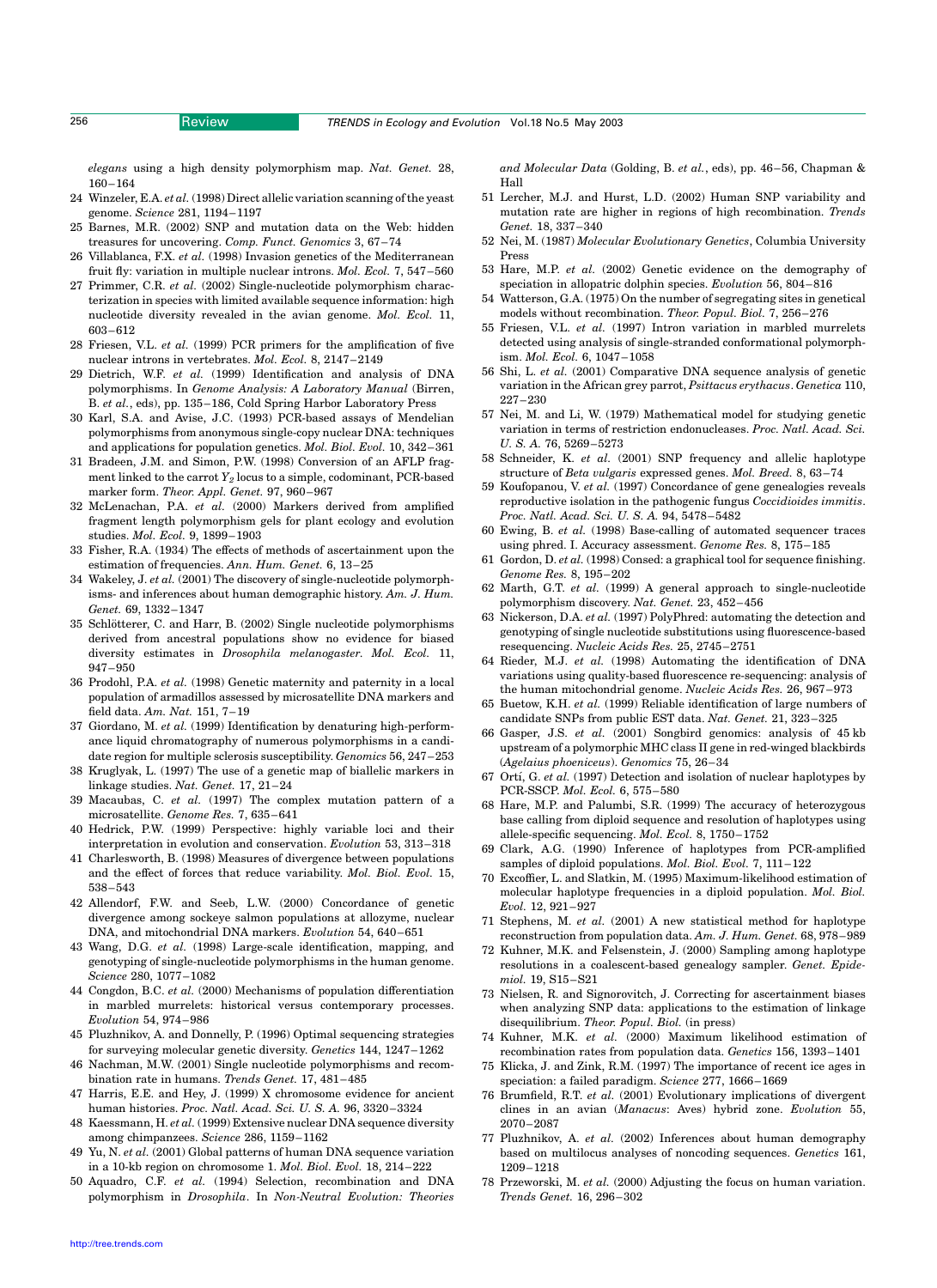*elegans* using a high density polymorphism map. *Nat. Genet.* 28, 160–164

24 Winzeler, E.A. *et al.* (1998) Direct allelic variation scanning of the yeast genome. *Science* 281, 1194–1197

25 Barnes, M.R. (2002) SNP and mutation data on the Web: hidden treasures for uncovering. *Comp. Funct. Genomics* 3, 67–74

26 Villablanca, F.X. *et al.* (1998) Invasion genetics of the Mediterranean fruit fly: variation in multiple nuclear introns. *Mol. Ecol.* 7, 547–560

27 Primmer, C.R. *et al.* (2002) Single-nucleotide polymorphism characterization in species with limited available sequence information: high nucleotide diversity revealed in the avian genome. *Mol. Ecol.* 11, 603–612

28 Friesen, V.L. *et al.* (1999) PCR primers for the amplification of five nuclear introns in vertebrates. *Mol. Ecol.* 8, 2147–2149

29 Dietrich, W.F. *et al.* (1999) Identification and analysis of DNA polymorphisms. In *Genome Analysis: A Laboratory Manual* (Birren, B. *et al.*, eds), pp. 135–186, Cold Spring Harbor Laboratory Press

30 Karl, S.A. and Avise, J.C. (1993) PCR-based assays of Mendelian polymorphisms from anonymous single-copy nuclear DNA: techniques and applications for population genetics. *Mol. Biol. Evol.* 10, 342–361

31 Bradeen, J.M. and Simon, P.W. (1998) Conversion of an AFLP fragment linked to the carrot $Y_2$ locus to a simple, codominant, PCR-based marker form. *Theor. Appl. Genet.* 97, 960–967

32 McLenachan, P.A. *et al.* (2000) Markers derived from amplified fragment length polymorphism gels for plant ecology and evolution studies. *Mol. Ecol.* 9, 1899–1903

33 Fisher, R.A. (1934) The effects of methods of ascertainment upon the estimation of frequencies. *Ann. Hum. Genet.* 6, 13–25

34 Wakeley, J. *et al.* (2001) The discovery of single-nucleotide polymorphisms- and inferences about human demographic history. *Am. J. Hum. Genet.* 69, 1332–1347

35 Schlötterer, C. and Harr, B. (2002) Single nucleotide polymorphisms derived from ancestral populations show no evidence for biased diversity estimates in *Drosophila melanogaster*. *Mol. Ecol.* 11, 947–950

36 Prodohl, P.A. *et al.* (1998) Genetic maternity and paternity in a local population of armadillos assessed by microsatellite DNA markers and field data. *Am. Nat.* 151, 7–19

37 Giordano, M. *et al.* (1999) Identification by denaturing high-performance liquid chromatography of numerous polymorphisms in a candidate region for multiple sclerosis susceptibility. *Genomics* 56, 247–253

38 Kruglyak, L. (1997) The use of a genetic map of biallelic markers in linkage studies. *Nat. Genet.* 17, 21–24

39 Macaubas, C. *et al.* (1997) The complex mutation pattern of a microsatellite. *Genome Res.* 7, 635–641

40 Hedrick, P.W. (1999) Perspective: highly variable loci and their interpretation in evolution and conservation. *Evolution* 53, 313–318

41 Charlesworth, B. (1998) Measures of divergence between populations and the effect of forces that reduce variability. *Mol. Biol. Evol.* 15, 538–543

42 Allendorf, F.W. and Seeb, L.W. (2000) Concordance of genetic divergence among sockeye salmon populations at allozyme, nuclear DNA, and mitochondrial DNA markers. *Evolution* 54, 640–651

43 Wang, D.G. *et al.* (1998) Large-scale identification, mapping, and genotyping of single-nucleotide polymorphisms in the human genome. *Science* 280, 1077–1082

44 Congdon, B.C. *et al.* (2000) Mechanisms of population differentiation in marbled murrelets: historical versus contemporary processes. *Evolution* 54, 974–986

45 Pluzhnikov, A. and Donnelly, P. (1996) Optimal sequencing strategies for surveying molecular genetic diversity. *Genetics* 144, 1247–1262

46 Nachman, M.W. (2001) Single nucleotide polymorphisms and recombination rate in humans. *Trends Genet.* 17, 481–485

47 Harris, E.E. and Hey, J. (1999) X chromosome evidence for ancient human histories. *Proc. Natl. Acad. Sci. U. S. A.* 96, 3320–3324

48 Kaessmann, H. *et al.* (1999) Extensive nuclear DNA sequence diversity among chimpanzees. *Science* 286, 1159–1162

49 Yu, N. *et al.* (2001) Global patterns of human DNA sequence variation in a 10-kb region on chromosome 1. *Mol. Biol. Evol.* 18, 214–222

50 Aquadro, C.F. *et al.* (1994) Selection, recombination and DNA polymorphism in *Drosophila*. In *Non-Neutral Evolution: Theories and Molecular Data* (Golding, B. *et al.*, eds), pp. 46–56, Chapman & Hall

51 Lercher, M.J. and Hurst, L.D. (2002) Human SNP variability and mutation rate are higher in regions of high recombination. *Trends Genet.* 18, 337–340

52 Nei, M. (1987) *Molecular Evolutionary Genetics*, Columbia University Press

53 Hare, M.P. *et al.* (2002) Genetic evidence on the demography of speciation in allopatric dolphin species. *Evolution* 56, 804–816

54 Watterson, G.A. (1975) On the number of segregating sites in genetical models without recombination. *Theor. Popul. Biol.* 7, 256–276

55 Friesen, V.L. *et al.* (1997) Intron variation in marbled murrelets detected using analysis of single-stranded conformational polymorphism. *Mol. Ecol.* 6, 1047–1058

56 Shi, L. *et al.* (2001) Comparative DNA sequence analysis of genetic variation in the African grey parrot, *Psittacus erythacus*. *Genetica* 110, 227–230

57 Nei, M. and Li, W. (1979) Mathematical model for studying genetic variation in terms of restriction endonucleases. *Proc. Natl. Acad. Sci. U. S. A.* 76, 5269–5273

58 Schneider, K. *et al.* (2001) SNP frequency and allelic haplotype structure of *Beta vulgaris* expressed genes. *Mol. Breed.* 8, 63–74

59 Koufopanou, V. *et al.* (1997) Concordance of gene genealogies reveals reproductive isolation in the pathogenic fungus *Coccidioides immitis*. *Proc. Natl. Acad. Sci. U. S. A.* 94, 5478–5482

60 Ewing, B. *et al.* (1998) Base-calling of automated sequencer traces using phred. I. Accuracy assessment. *Genome Res.* 8, 175–185

61 Gordon, D. *et al.* (1998) Consed: a graphical tool for sequence finishing. *Genome Res.* 8, 195–202

62 Marth, G.T. *et al.* (1999) A general approach to single-nucleotide polymorphism discovery. *Nat. Genet.* 23, 452–456

63 Nickerson, D.A. *et al.* (1997) PolyPhred: automating the detection and genotyping of single nucleotide substitutions using fluorescence-based resequencing. *Nucleic Acids Res.* 25, 2745–2751

64 Rieder, M.J. *et al.* (1998) Automating the identification of DNA variations using quality-based fluorescence re-sequencing: analysis of the human mitochondrial genome. *Nucleic Acids Res.* 26, 967–973

65 Buetow, K.H. *et al.* (1999) Reliable identification of large numbers of candidate SNPs from public EST data. *Nat. Genet.* 21, 323–325

66 Gasper, J.S. *et al.* (2001) Songbird genomics: analysis of 45 kb upstream of a polymorphic MHC class II gene in red-winged blackbirds (*Agelaius phoeniceus*). *Genomics* 75, 26–34

67 Ortí, G. *et al.* (1997) Detection and isolation of nuclear haplotypes by PCR-SSCP. *Mol. Ecol.* 6, 575–580

68 Hare, M.P. and Palumbi, S.R. (1999) The accuracy of heterozygous base calling from diploid sequence and resolution of haplotypes using allele-specific sequencing. *Mol. Ecol.* 8, 1750–1752

69 Clark, A.G. (1990) Inference of haplotypes from PCR-amplified samples of diploid populations. *Mol. Biol. Evol.* 7, 111–122

70 Excoffier, L. and Slatkin, M. (1995) Maximum-likelihood estimation of molecular haplotype frequencies in a diploid population. *Mol. Biol. Evol.* 12, 921–927

71 Stephens, M. *et al.* (2001) A new statistical method for haplotype reconstruction from population data. *Am. J. Hum. Genet.* 68, 978–989

72 Kuhner, M.K. and Felsenstein, J. (2000) Sampling among haplotype resolutions in a coalescent-based genealogy sampler. *Genet. Epidemiol.* 19, S15–S21

73 Nielsen, R. and Signorovitch, J. Correcting for ascertainment biases when analyzing SNP data: applications to the estimation of linkage disequilibrium. *Theor. Popul. Biol.* (in press)

74 Kuhner, M.K. *et al.* (2000) Maximum likelihood estimation of recombination rates from population data. *Genetics* 156, 1393–1401

75 Klicka, J. and Zink, R.M. (1997) The importance of recent ice ages in speciation: a failed paradigm. *Science* 277, 1666–1669

76 Brumfield, R.T. *et al.* (2001) Evolutionary implications of divergent clines in an avian (*Manacus*: Aves) hybrid zone. *Evolution* 55, 2070–2087

77 Pluzhnikov, A. *et al.* (2002) Inferences about human demography based on multilocus analyses of noncoding sequences. *Genetics* 161, 1209–1218

78 Przeworski, M. *et al.* (2000) Adjusting the focus on human variation. *Trends Genet.* 16, 296–302